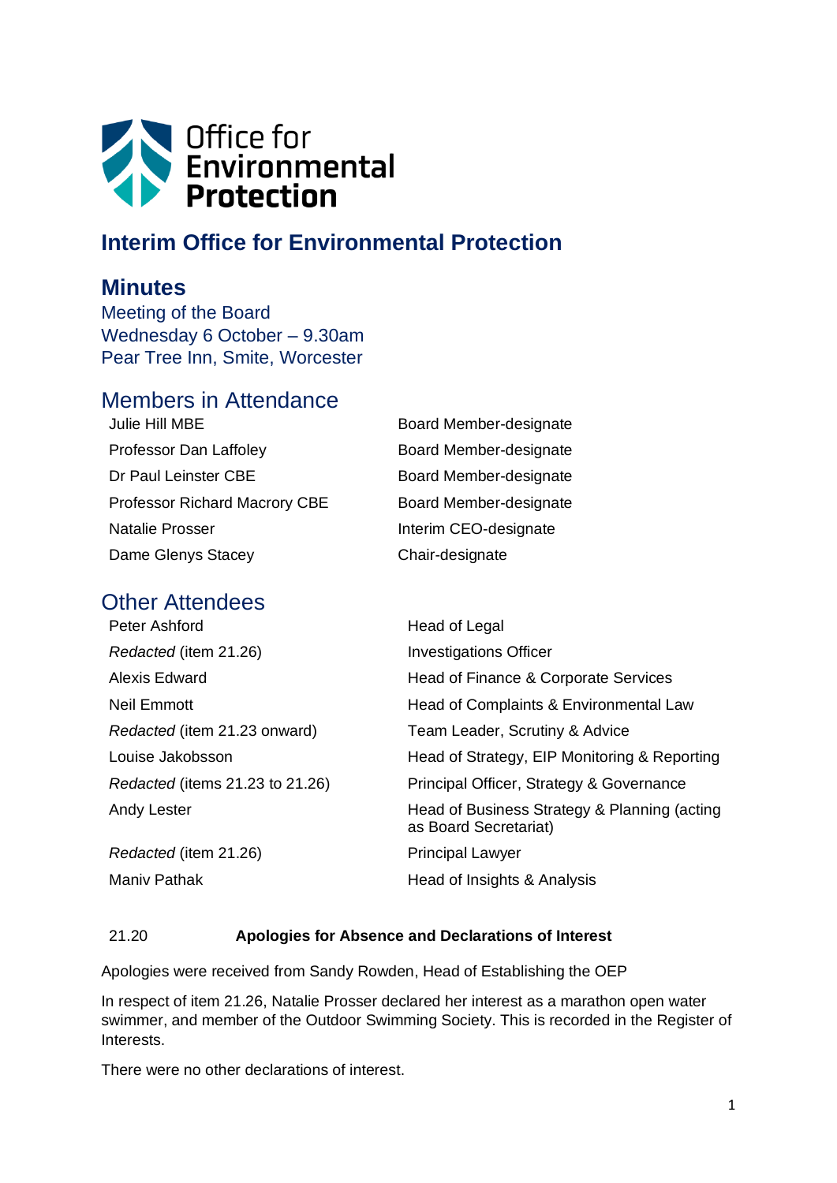Office for Environmental Protection

# Interim Office for Environmental Protection

## Minutes

Meeting of the Board
Wednesday 6 October – 9.30am
Pear Tree Inn, Smite, Worcester

## Members in Attendance

| | |
|---|---|
| Julie Hill MBE | Board Member-designate |
| Professor Dan Laffoley | Board Member-designate |
| Dr Paul Leinster CBE | Board Member-designate |
| Professor Richard Macrory CBE | Board Member-designate |
| Natalie Prosser | Interim CEO-designate |
| Dame Glenys Stacey | Chair-designate |

## Other Attendees

| | |
|---|---|
| Peter Ashford | Head of Legal |
| *Redacted* (item 21.26) | Investigations Officer |
| Alexis Edward | Head of Finance & Corporate Services |
| Neil Emmott | Head of Complaints & Environmental Law |
| *Redacted* (item 21.23 onward) | Team Leader, Scrutiny & Advice |
| Louise Jakobsson | Head of Strategy, EIP Monitoring & Reporting |
| *Redacted* (items 21.23 to 21.26) | Principal Officer, Strategy & Governance |
| Andy Lester | Head of Business Strategy & Planning (acting as Board Secretariat) |
| *Redacted* (item 21.26) | Principal Lawyer |
| Maniv Pathak | Head of Insights & Analysis |

### 21.20 Apologies for Absence and Declarations of Interest

Apologies were received from Sandy Rowden, Head of Establishing the OEP

In respect of item 21.26, Natalie Prosser declared her interest as a marathon open water swimmer, and member of the Outdoor Swimming Society. This is recorded in the Register of Interests.

There were no other declarations of interest.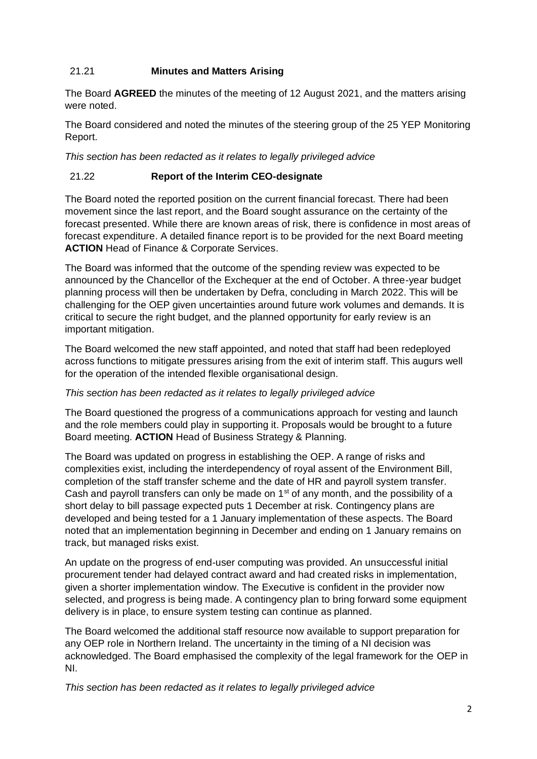## 21.21 **Minutes and Matters Arising**

The Board **AGREED** the minutes of the meeting of 12 August 2021, and the matters arising were noted.

The Board considered and noted the minutes of the steering group of the 25 YEP Monitoring Report.

*This section has been redacted as it relates to legally privileged advice*

## 21.22 **Report of the Interim CEO-designate**

The Board noted the reported position on the current financial forecast. There had been movement since the last report, and the Board sought assurance on the certainty of the forecast presented. While there are known areas of risk, there is confidence in most areas of forecast expenditure. A detailed finance report is to be provided for the next Board meeting **ACTION** Head of Finance & Corporate Services.

The Board was informed that the outcome of the spending review was expected to be announced by the Chancellor of the Exchequer at the end of October. A three-year budget planning process will then be undertaken by Defra, concluding in March 2022. This will be challenging for the OEP given uncertainties around future work volumes and demands. It is critical to secure the right budget, and the planned opportunity for early review is an important mitigation.

The Board welcomed the new staff appointed, and noted that staff had been redeployed across functions to mitigate pressures arising from the exit of interim staff. This augurs well for the operation of the intended flexible organisational design.

*This section has been redacted as it relates to legally privileged advice*

The Board questioned the progress of a communications approach for vesting and launch and the role members could play in supporting it. Proposals would be brought to a future Board meeting. **ACTION** Head of Business Strategy & Planning.

The Board was updated on progress in establishing the OEP. A range of risks and complexities exist, including the interdependency of royal assent of the Environment Bill, completion of the staff transfer scheme and the date of HR and payroll system transfer. Cash and payroll transfers can only be made on 1st of any month, and the possibility of a short delay to bill passage expected puts 1 December at risk. Contingency plans are developed and being tested for a 1 January implementation of these aspects. The Board noted that an implementation beginning in December and ending on 1 January remains on track, but managed risks exist.

An update on the progress of end-user computing was provided. An unsuccessful initial procurement tender had delayed contract award and had created risks in implementation, given a shorter implementation window. The Executive is confident in the provider now selected, and progress is being made. A contingency plan to bring forward some equipment delivery is in place, to ensure system testing can continue as planned.

The Board welcomed the additional staff resource now available to support preparation for any OEP role in Northern Ireland. The uncertainty in the timing of a NI decision was acknowledged. The Board emphasised the complexity of the legal framework for the OEP in NI.

*This section has been redacted as it relates to legally privileged advice*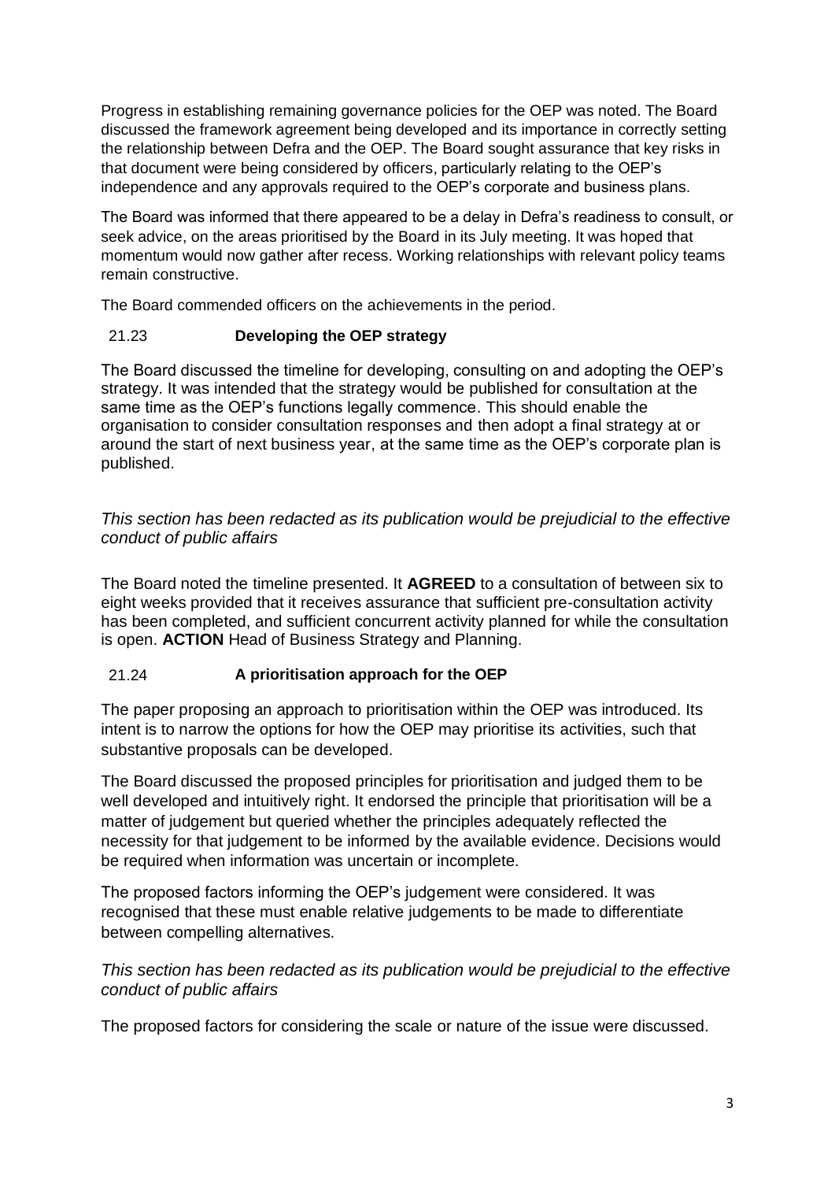Progress in establishing remaining governance policies for the OEP was noted. The Board discussed the framework agreement being developed and its importance in correctly setting the relationship between Defra and the OEP. The Board sought assurance that key risks in that document were being considered by officers, particularly relating to the OEP's independence and any approvals required to the OEP's corporate and business plans.

The Board was informed that there appeared to be a delay in Defra's readiness to consult, or seek advice, on the areas prioritised by the Board in its July meeting. It was hoped that momentum would now gather after recess. Working relationships with relevant policy teams remain constructive.

The Board commended officers on the achievements in the period.

### 21.23 Developing the OEP strategy

The Board discussed the timeline for developing, consulting on and adopting the OEP's strategy. It was intended that the strategy would be published for consultation at the same time as the OEP's functions legally commence. This should enable the organisation to consider consultation responses and then adopt a final strategy at or around the start of next business year, at the same time as the OEP's corporate plan is published.

*This section has been redacted as its publication would be prejudicial to the effective conduct of public affairs*

The Board noted the timeline presented. It **AGREED** to a consultation of between six to eight weeks provided that it receives assurance that sufficient pre-consultation activity has been completed, and sufficient concurrent activity planned for while the consultation is open. **ACTION** Head of Business Strategy and Planning.

### 21.24 A prioritisation approach for the OEP

The paper proposing an approach to prioritisation within the OEP was introduced. Its intent is to narrow the options for how the OEP may prioritise its activities, such that substantive proposals can be developed.

The Board discussed the proposed principles for prioritisation and judged them to be well developed and intuitively right. It endorsed the principle that prioritisation will be a matter of judgement but queried whether the principles adequately reflected the necessity for that judgement to be informed by the available evidence. Decisions would be required when information was uncertain or incomplete.

The proposed factors informing the OEP's judgement were considered. It was recognised that these must enable relative judgements to be made to differentiate between compelling alternatives.

*This section has been redacted as its publication would be prejudicial to the effective conduct of public affairs*

The proposed factors for considering the scale or nature of the issue were discussed.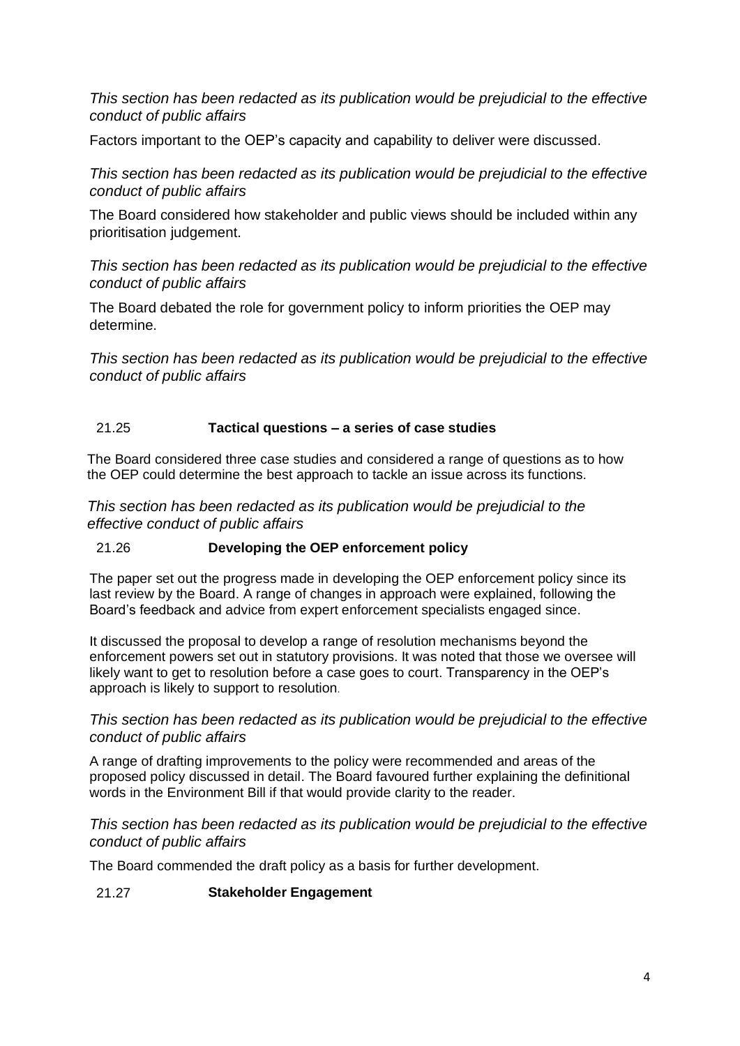*This section has been redacted as its publication would be prejudicial to the effective conduct of public affairs*

Factors important to the OEP's capacity and capability to deliver were discussed.

*This section has been redacted as its publication would be prejudicial to the effective conduct of public affairs*

The Board considered how stakeholder and public views should be included within any prioritisation judgement.

*This section has been redacted as its publication would be prejudicial to the effective conduct of public affairs*

The Board debated the role for government policy to inform priorities the OEP may determine.

*This section has been redacted as its publication would be prejudicial to the effective conduct of public affairs*

### 21.25 **Tactical questions – a series of case studies**

The Board considered three case studies and considered a range of questions as to how the OEP could determine the best approach to tackle an issue across its functions.

*This section has been redacted as its publication would be prejudicial to the effective conduct of public affairs*

### 21.26 **Developing the OEP enforcement policy**

The paper set out the progress made in developing the OEP enforcement policy since its last review by the Board. A range of changes in approach were explained, following the Board's feedback and advice from expert enforcement specialists engaged since.

It discussed the proposal to develop a range of resolution mechanisms beyond the enforcement powers set out in statutory provisions. It was noted that those we oversee will likely want to get to resolution before a case goes to court. Transparency in the OEP's approach is likely to support to resolution.

*This section has been redacted as its publication would be prejudicial to the effective conduct of public affairs*

A range of drafting improvements to the policy were recommended and areas of the proposed policy discussed in detail. The Board favoured further explaining the definitional words in the Environment Bill if that would provide clarity to the reader.

*This section has been redacted as its publication would be prejudicial to the effective conduct of public affairs*

The Board commended the draft policy as a basis for further development.

### 21.27 **Stakeholder Engagement**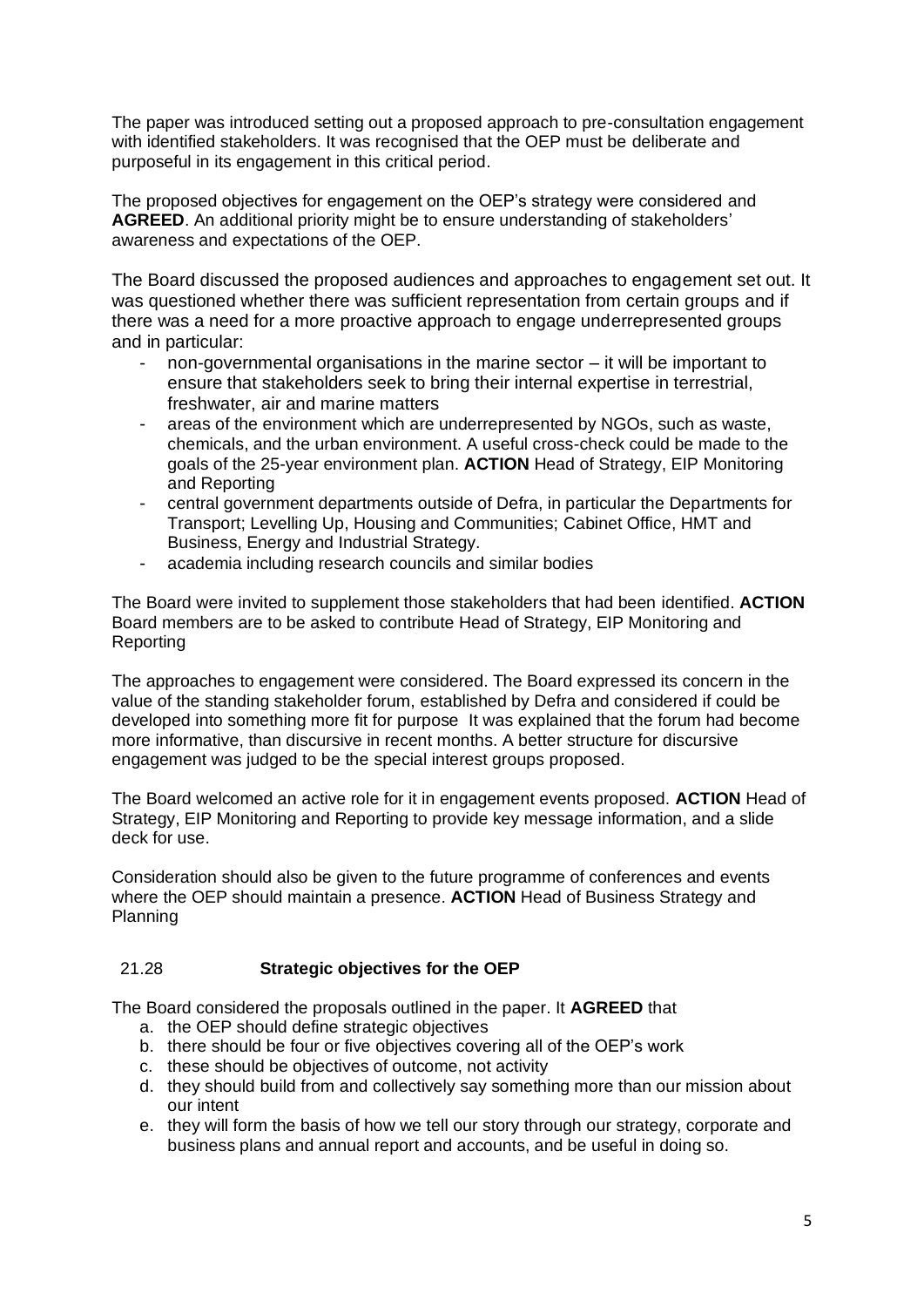The paper was introduced setting out a proposed approach to pre-consultation engagement with identified stakeholders. It was recognised that the OEP must be deliberate and purposeful in its engagement in this critical period.

The proposed objectives for engagement on the OEP's strategy were considered and **AGREED**. An additional priority might be to ensure understanding of stakeholders' awareness and expectations of the OEP.

The Board discussed the proposed audiences and approaches to engagement set out. It was questioned whether there was sufficient representation from certain groups and if there was a need for a more proactive approach to engage underrepresented groups and in particular:

- non-governmental organisations in the marine sector – it will be important to ensure that stakeholders seek to bring their internal expertise in terrestrial, freshwater, air and marine matters
- areas of the environment which are underrepresented by NGOs, such as waste, chemicals, and the urban environment. A useful cross-check could be made to the goals of the 25-year environment plan. **ACTION** Head of Strategy, EIP Monitoring and Reporting
- central government departments outside of Defra, in particular the Departments for Transport; Levelling Up, Housing and Communities; Cabinet Office, HMT and Business, Energy and Industrial Strategy.
- academia including research councils and similar bodies

The Board were invited to supplement those stakeholders that had been identified. **ACTION** Board members are to be asked to contribute Head of Strategy, EIP Monitoring and Reporting

The approaches to engagement were considered. The Board expressed its concern in the value of the standing stakeholder forum, established by Defra and considered if could be developed into something more fit for purpose It was explained that the forum had become more informative, than discursive in recent months. A better structure for discursive engagement was judged to be the special interest groups proposed.

The Board welcomed an active role for it in engagement events proposed. **ACTION** Head of Strategy, EIP Monitoring and Reporting to provide key message information, and a slide deck for use.

Consideration should also be given to the future programme of conferences and events where the OEP should maintain a presence. **ACTION** Head of Business Strategy and Planning

## 21.28 Strategic objectives for the OEP

The Board considered the proposals outlined in the paper. It **AGREED** that

a. the OEP should define strategic objectives
b. there should be four or five objectives covering all of the OEP's work
c. these should be objectives of outcome, not activity
d. they should build from and collectively say something more than our mission about our intent
e. they will form the basis of how we tell our story through our strategy, corporate and business plans and annual report and accounts, and be useful in doing so.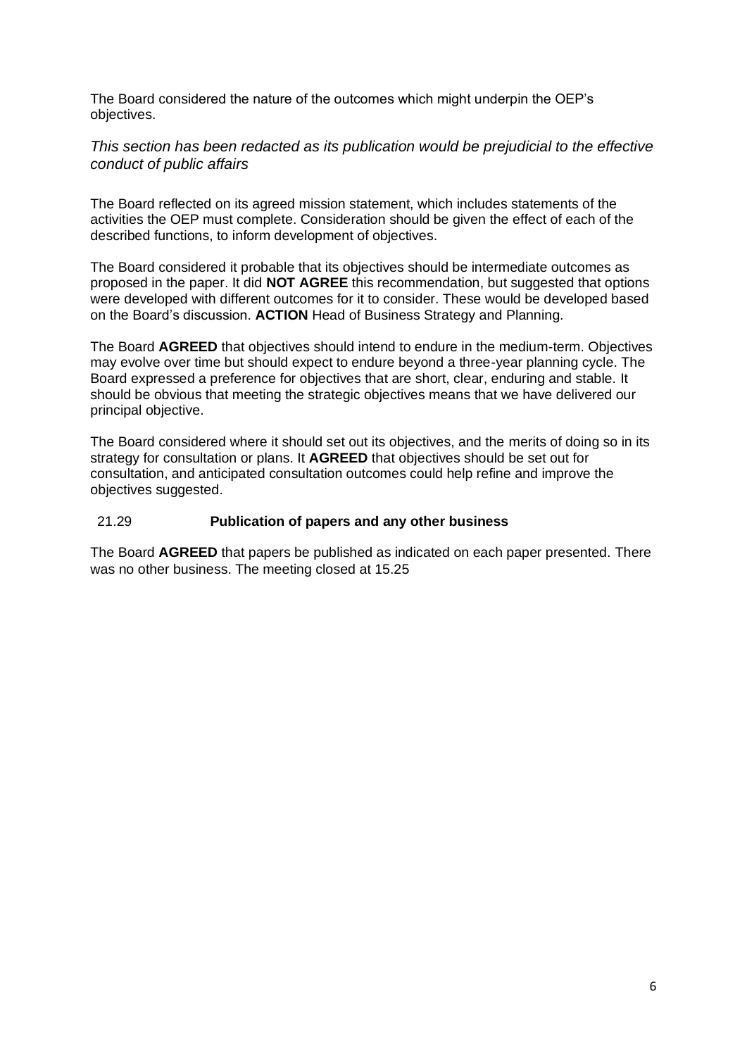The Board considered the nature of the outcomes which might underpin the OEP's objectives.

*This section has been redacted as its publication would be prejudicial to the effective conduct of public affairs*

The Board reflected on its agreed mission statement, which includes statements of the activities the OEP must complete. Consideration should be given the effect of each of the described functions, to inform development of objectives.

The Board considered it probable that its objectives should be intermediate outcomes as proposed in the paper. It did **NOT AGREE** this recommendation, but suggested that options were developed with different outcomes for it to consider. These would be developed based on the Board's discussion. **ACTION** Head of Business Strategy and Planning.

The Board **AGREED** that objectives should intend to endure in the medium-term. Objectives may evolve over time but should expect to endure beyond a three-year planning cycle. The Board expressed a preference for objectives that are short, clear, enduring and stable. It should be obvious that meeting the strategic objectives means that we have delivered our principal objective.

The Board considered where it should set out its objectives, and the merits of doing so in its strategy for consultation or plans. It **AGREED** that objectives should be set out for consultation, and anticipated consultation outcomes could help refine and improve the objectives suggested.

### 21.29 Publication of papers and any other business

The Board **AGREED** that papers be published as indicated on each paper presented. There was no other business. The meeting closed at 15.25